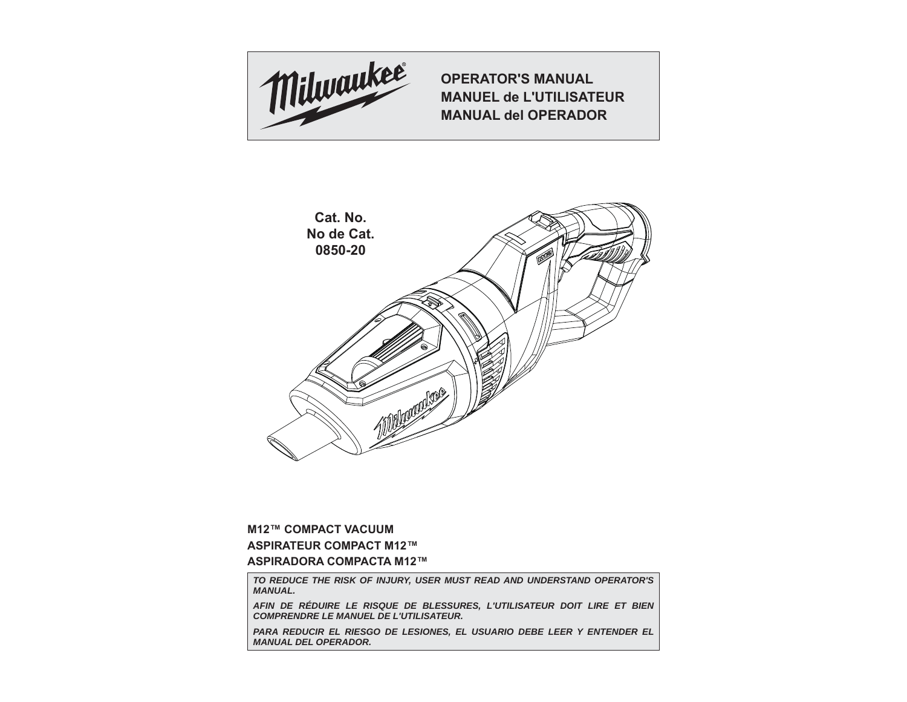Milwaukee

**OPERATOR'S MANUAL**
**MANUEL de L'UTILISATEUR**
**MANUAL del OPERADOR**

**Cat. No.**
**No de Cat.**
**0850-20**

**M12™ COMPACT VACUUM**

**ASPIRATEUR COMPACT M12™**

**ASPIRADORA COMPACTA M12™**

***TO REDUCE THE RISK OF INJURY, USER MUST READ AND UNDERSTAND OPERATOR'S MANUAL.***

***AFIN DE RÉDUIRE LE RISQUE DE BLESSURES, L'UTILISATEUR DOIT LIRE ET BIEN COMPRENDRE LE MANUEL DE L'UTILISATEUR.***

***PARA REDUCIR EL RIESGO DE LESIONES, EL USUARIO DEBE LEER Y ENTENDER EL MANUAL DEL OPERADOR.***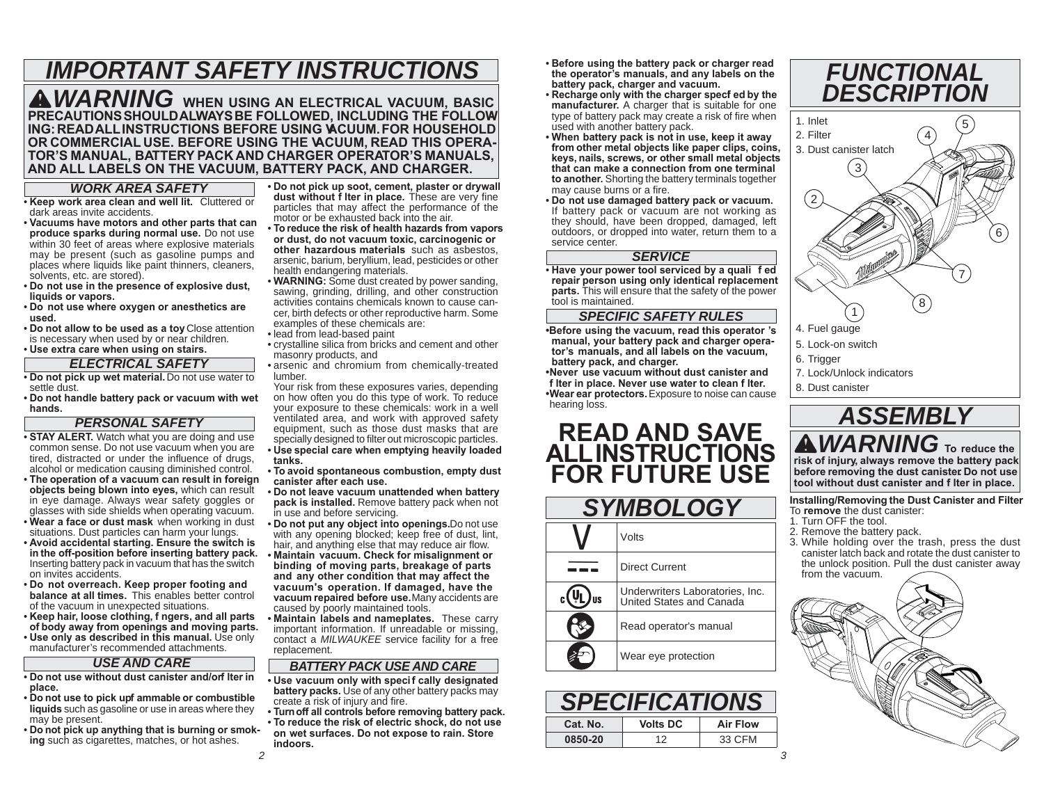# IMPORTANT SAFETY INSTRUCTIONS

**⚠WARNING WHEN USING AN ELECTRICAL VACUUM, BASIC PRECAUTIONS SHOULD ALWAYS BE FOLLOWED, INCLUDING THE FOLLOWING: READ ALL INSTRUCTIONS BEFORE USING VACUUM. FOR HOUSEHOLD OR COMMERCIAL USE. BEFORE USING THE VACUUM, READ THIS OPERATOR'S MANUAL, BATTERY PACK AND CHARGER OPERATOR'S MANUALS, AND ALL LABELS ON THE VACUUM, BATTERY PACK, AND CHARGER.**

## WORK AREA SAFETY

- **Keep work area clean and well lit.** Cluttered or dark areas invite accidents.
- **Vacuums have motors and other parts that can produce sparks during normal use.** Do not use within 30 feet of areas where explosive materials may be present (such as gasoline pumps and places where liquids like paint thinners, cleaners, solvents, etc. are stored).
- **Do not use in the presence of explosive dust, liquids or vapors.**
- **Do not use where oxygen or anesthetics are used.**
- **Do not allow to be used as a toy.** Close attention is necessary when used by or near children.
- **Use extra care when using on stairs.**

## ELECTRICAL SAFETY

- **Do not pick up wet material.** Do not use water to settle dust.
- **Do not handle battery pack or vacuum with wet hands.**

## PERSONAL SAFETY

- **STAY ALERT.** Watch what you are doing and use common sense. Do not use vacuum when you are tired, distracted or under the influence of drugs, alcohol or medication causing diminished control.
- **The operation of a vacuum can result in foreign objects being blown into eyes,** which can result in eye damage. Always wear safety goggles or glasses with side shields when operating vacuum.
- **Wear a face or dust mask** when working in dust situations. Dust particles can harm your lungs.
- **Avoid accidental starting. Ensure the switch is in the off-position before inserting battery pack.** Inserting battery pack in vacuum that has the switch on invites accidents.
- **Do not overreach. Keep proper footing and balance at all times.** This enables better control of the vacuum in unexpected situations.
- **Keep hair, loose clothing, fingers, and all parts of body away from openings and moving parts.**
- **Use only as described in this manual.** Use only manufacturer's recommended attachments.

## USE AND CARE

- **Do not use without dust canister and/or filter in place.**
- **Do not use to pick up flammable or combustible liquids** such as gasoline or use in areas where they may be present.
- **Do not pick up anything that is burning or smoking** such as cigarettes, matches, or hot ashes.
- **Do not pick up soot, cement, plaster or drywall dust without filter in place.** These are very fine particles that may affect the performance of the motor or be exhausted back into the air.
- **To reduce the risk of health hazards from vapors or dust, do not vacuum toxic, carcinogenic or other hazardous materials** such as asbestos, arsenic, barium, beryllium, lead, pesticides or other health endangering materials.
- **WARNING:** Some dust created by power sanding, sawing, grinding, drilling, and other construction activities contains chemicals known to cause cancer, birth defects or other reproductive harm. Some examples of these chemicals are:
- lead from lead-based paint
- crystalline silica from bricks and cement and other masonry products, and
- arsenic and chromium from chemically-treated lumber.

  Your risk from these exposures varies, depending on how often you do this type of work. To reduce your exposure to these chemicals: work in a well ventilated area, and work with approved safety equipment, such as those dust masks that are specially designed to filter out microscopic particles.
- **Use special care when emptying heavily loaded tanks.**
- **To avoid spontaneous combustion, empty dust canister after each use.**
- **Do not leave vacuum unattended when battery pack is installed.** Remove battery pack when not in use and before servicing.
- **Do not put any object into openings.** Do not use with any opening blocked; keep free of dust, lint, hair, and anything else that may reduce air flow.
- **Maintain vacuum. Check for misalignment or binding of moving parts, breakage of parts and any other condition that may affect the vacuum's operation. If damaged, have the vacuum repaired before use.** Many accidents are caused by poorly maintained tools.
- **Maintain labels and nameplates.** These carry important information. If unreadable or missing, contact a *MILWAUKEE* service facility for a free replacement.

## BATTERY PACK USE AND CARE

- **Use vacuum only with specifically designated battery packs.** Use of any other battery packs may create a risk of injury and fire.
- **Turn off all controls before removing battery pack.**
- **To reduce the risk of electric shock, do not use on wet surfaces. Do not expose to rain. Store indoors.**
- **Before using the battery pack or charger read the operator's manuals, and any labels on the battery pack, charger and vacuum.**
- **Recharge only with the charger specified by the manufacturer.** A charger that is suitable for one type of battery pack may create a risk of fire when used with another battery pack.
- **When battery pack is not in use, keep it away from other metal objects like paper clips, coins, keys, nails, screws, or other small metal objects that can make a connection from one terminal to another.** Shorting the battery terminals together may cause burns or a fire.
- **Do not use damaged battery pack or vacuum.** If battery pack or vacuum are not working as they should, have been dropped, damaged, left outdoors, or dropped into water, return them to a service center.

## SERVICE

- **Have your power tool serviced by a qualified repair person using only identical replacement parts.** This will ensure that the safety of the power tool is maintained.

## SPECIFIC SAFETY RULES

- **Before using the vacuum, read this operator's manual, your battery pack and charger operator's manuals, and all labels on the vacuum, battery pack, and charger.**
- **Never use vacuum without dust canister and filter in place. Never use water to clean filter.**
- **Wear ear protectors.** Exposure to noise can cause hearing loss.

# READ AND SAVE ALL INSTRUCTIONS FOR FUTURE USE

# SYMBOLOGY

| Symbol | Meaning |
|---|---|
| V | Volts |
| ⎓ | Direct Current |
| c UL us | Underwriters Laboratories, Inc. United States and Canada |
| | Read operator's manual |
| | Wear eye protection |

# SPECIFICATIONS

| Cat. No. | Volts DC | Air Flow |
|---|---|---|
| 0850-20 | 12 | 33 CFM |

# FUNCTIONAL DESCRIPTION

1. Inlet
2. Filter
3. Dust canister latch
4. Fuel gauge
5. Lock-on switch
6. Trigger
7. Lock/Unlock indicators
8. Dust canister

# ASSEMBLY

**⚠WARNING To reduce the risk of injury, always remove the battery pack before removing the dust canister. Do not use tool without dust canister and filter in place.**

**Installing/Removing the Dust Canister and Filter**

To **remove** the dust canister:

1. Turn OFF the tool.
2. Remove the battery pack.
3. While holding over the trash, press the dust canister latch back and rotate the dust canister to the unlock position. Pull the dust canister away from the vacuum.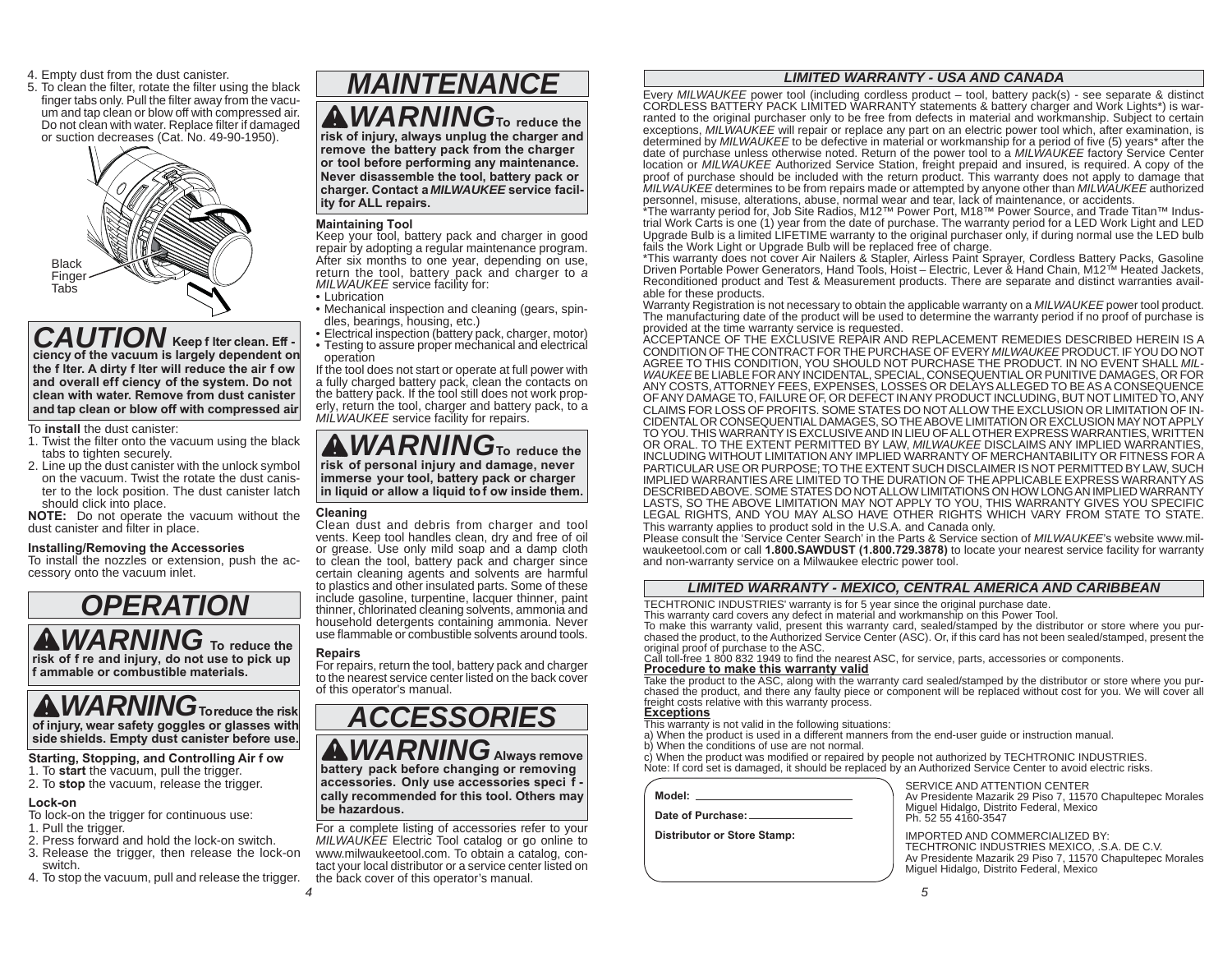4. Empty dust from the dust canister.
5. To clean the filter, rotate the filter using the black finger tabs only. Pull the filter away from the vacuum and tap clean or blow off with compressed air. Do not clean with water. Replace filter if damaged or suction decreases (Cat. No. 49-90-1950).

Black Finger Tabs

**CAUTION** **Keep filter clean. Efficiency of the vacuum is largely dependent on the filter. A dirty filter will reduce the air flow and overall efficiency of the system. Do not clean with water. Remove from dust canister and tap clean or blow off with compressed air.**

To **install** the dust canister:

1. Twist the filter onto the vacuum using the black tabs to tighten securely.
2. Line up the dust canister with the unlock symbol on the vacuum. Twist the rotate the dust canister to the lock position. The dust canister latch should click into place.

**NOTE:** Do not operate the vacuum without the dust canister and filter in place.

### Installing/Removing the Accessories

To install the nozzles or extension, push the accessory onto the vacuum inlet.

# OPERATION

**WARNING** **To reduce the risk of fire and injury, do not use to pick up flammable or combustible materials.**

**WARNING** **To reduce the risk of injury, wear safety goggles or glasses with side shields. Empty dust canister before use.**

### Starting, Stopping, and Controlling Air flow

1. To **start** the vacuum, pull the trigger.
2. To **stop** the vacuum, release the trigger.

### Lock-on

To lock-on the trigger for continuous use:

1. Pull the trigger.
2. Press forward and hold the lock-on switch.
3. Release the trigger, then release the lock-on switch.
4. To stop the vacuum, pull and release the trigger.

# MAINTENANCE

**WARNING** **To reduce the risk of injury, always unplug the charger and remove the battery pack from the charger or tool before performing any maintenance. Never disassemble the tool, battery pack or charger. Contact a *MILWAUKEE* service facility for ALL repairs.**

### Maintaining Tool

Keep your tool, battery pack and charger in good repair by adopting a regular maintenance program. After six months to one year, depending on use, return the tool, battery pack and charger to a *MILWAUKEE* service facility for:

- Lubrication
- Mechanical inspection and cleaning (gears, spindles, bearings, housing, etc.)
- Electrical inspection (battery pack, charger, motor)
- Testing to assure proper mechanical and electrical operation

If the tool does not start or operate at full power with a fully charged battery pack, clean the contacts on the battery pack. If the tool still does not work properly, return the tool, charger and battery pack, to a *MILWAUKEE* service facility for repairs.

**WARNING** **To reduce the risk of personal injury and damage, never immerse your tool, battery pack or charger in liquid or allow a liquid to flow inside them.**

### Cleaning

Clean dust and debris from charger and tool vents. Keep tool handles clean, dry and free of oil or grease. Use only mild soap and a damp cloth to clean the tool, battery pack and charger since certain cleaning agents and solvents are harmful to plastics and other insulated parts. Some of these include gasoline, turpentine, lacquer thinner, paint thinner, chlorinated cleaning solvents, ammonia and household detergents containing ammonia. Never use flammable or combustible solvents around tools.

### Repairs

For repairs, return the tool, battery pack and charger to the nearest service center listed on the back cover of this operator's manual.

# ACCESSORIES

**WARNING** **Always remove battery pack before changing or removing accessories. Only use accessories specifically recommended for this tool. Others may be hazardous.**

For a complete listing of accessories refer to your *MILWAUKEE* Electric Tool catalog or go online to www.milwaukeetool.com. To obtain a catalog, contact your local distributor or a service center listed on the back cover of this operator's manual.

## *LIMITED WARRANTY - USA AND CANADA*

Every *MILWAUKEE* power tool (including cordless product – tool, battery pack(s) - see separate & distinct CORDLESS BATTERY PACK LIMITED WARRANTY statements & battery charger and Work Lights*) is warranted to the original purchaser only to be free from defects in material and workmanship. Subject to certain exceptions, *MILWAUKEE* will repair or replace any part on an electric power tool which, after examination, is determined by *MILWAUKEE* to be defective in material or workmanship for a period of five (5) years* after the date of purchase unless otherwise noted. Return of the power tool to a *MILWAUKEE* factory Service Center location or *MILWAUKEE* Authorized Service Station, freight prepaid and insured, is required. A copy of the proof of purchase should be included with the return product. This warranty does not apply to damage that *MILWAUKEE* determines to be from repairs made or attempted by anyone other than *MILWAUKEE* authorized personnel, misuse, alterations, abuse, normal wear and tear, lack of maintenance, or accidents.

*The warranty period for, Job Site Radios, M12™ Power Port, M18™ Power Source, and Trade Titan™ Industrial Work Carts is one (1) year from the date of purchase. The warranty period for a LED Work Light and LED Upgrade Bulb is a limited LIFETIME warranty to the original purchaser only, if during normal use the LED bulb fails the Work Light or Upgrade Bulb will be replaced free of charge.

*This warranty does not cover Air Nailers & Stapler, Airless Paint Sprayer, Cordless Battery Packs, Gasoline Driven Portable Power Generators, Hand Tools, Hoist – Electric, Lever & Hand Chain, M12™ Heated Jackets, Reconditioned product and Test & Measurement products. There are separate and distinct warranties available for these products.

Warranty Registration is not necessary to obtain the applicable warranty on a *MILWAUKEE* power tool product. The manufacturing date of the product will be used to determine the warranty period if no proof of purchase is provided at the time warranty service is requested.

ACCEPTANCE OF THE EXCLUSIVE REPAIR AND REPLACEMENT REMEDIES DESCRIBED HEREIN IS A CONDITION OF THE CONTRACT FOR THE PURCHASE OF EVERY *MILWAUKEE* PRODUCT. IF YOU DO NOT AGREE TO THIS CONDITION, YOU SHOULD NOT PURCHASE THE PRODUCT. IN NO EVENT SHALL *MILWAUKEE* BE LIABLE FOR ANY INCIDENTAL, SPECIAL, CONSEQUENTIAL OR PUNITIVE DAMAGES, OR FOR ANY COSTS, ATTORNEY FEES, EXPENSES, LOSSES OR DELAYS ALLEGED TO BE AS A CONSEQUENCE OF ANY DAMAGE TO, FAILURE OF, OR DEFECT IN ANY PRODUCT INCLUDING, BUT NOT LIMITED TO, ANY CLAIMS FOR LOSS OF PROFITS. SOME STATES DO NOT ALLOW THE EXCLUSION OR LIMITATION OF INCIDENTAL OR CONSEQUENTIAL DAMAGES, SO THE ABOVE LIMITATION OR EXCLUSION MAY NOT APPLY TO YOU. THIS WARRANTY IS EXCLUSIVE AND IN LIEU OF ALL OTHER EXPRESS WARRANTIES, WRITTEN OR ORAL. TO THE EXTENT PERMITTED BY LAW, *MILWAUKEE* DISCLAIMS ANY IMPLIED WARRANTIES, INCLUDING WITHOUT LIMITATION ANY IMPLIED WARRANTY OF MERCHANTABILITY OR FITNESS FOR A PARTICULAR USE OR PURPOSE; TO THE EXTENT SUCH DISCLAIMER IS NOT PERMITTED BY LAW, SUCH IMPLIED WARRANTIES ARE LIMITED TO THE DURATION OF THE APPLICABLE EXPRESS WARRANTY AS DESCRIBED ABOVE. SOME STATES DO NOT ALLOW LIMITATIONS ON HOW LONG AN IMPLIED WARRANTY LASTS, SO THE ABOVE LIMITATION MAY NOT APPLY TO YOU, THIS WARRANTY GIVES YOU SPECIFIC LEGAL RIGHTS, AND YOU MAY ALSO HAVE OTHER RIGHTS WHICH VARY FROM STATE TO STATE. This warranty applies to product sold in the U.S.A. and Canada only.

Please consult the 'Service Center Search' in the Parts & Service section of *MILWAUKEE*'s website www.milwaukeetool.com or call **1.800.SAWDUST (1.800.729.3878)** to locate your nearest service facility for warranty and non-warranty service on a Milwaukee electric power tool.

## *LIMITED WARRANTY - MEXICO, CENTRAL AMERICA AND CARIBBEAN*

TECHTRONIC INDUSTRIES' warranty is for 5 year since the original purchase date.

This warranty card covers any defect in material and workmanship on this Power Tool.

To make this warranty valid, present this warranty card, sealed/stamped by the distributor or store where you purchased the product, to the Authorized Service Center (ASC). Or, if this card has not been sealed/stamped, present the original proof of purchase to the ASC.

Call toll-free 1 800 832 1949 to find the nearest ASC, for service, parts, accessories or components.

**Procedure to make this warranty valid**

Take the product to the ASC, along with the warranty card sealed/stamped by the distributor or store where you purchased the product, and there any faulty piece or component will be replaced without cost for you. We will cover all freight costs relative with this warranty process.

**Exceptions**

This warranty is not valid in the following situations:

a) When the product is used in a different manners from the end-user guide or instruction manual.
b) When the conditions of use are not normal.
c) When the product was modified or repaired by people not authorized by TECHTRONIC INDUSTRIES.

Note: If cord set is damaged, it should be replaced by an Authorized Service Center to avoid electric risks.

**Model:** ______________________

**Date of Purchase:** ______________________

**Distributor or Store Stamp:**

SERVICE AND ATTENTION CENTER
Av Presidente Mazarik 29 Piso 7, 11570 Chapultepec Morales
Miguel Hidalgo, Distrito Federal, Mexico
Ph. 52 55 4160-3547

IMPORTED AND COMMERCIALIZED BY:
TECHTRONIC INDUSTRIES MEXICO, .S.A. DE C.V.
Av Presidente Mazarik 29 Piso 7, 11570 Chapultepec Morales
Miguel Hidalgo, Distrito Federal, Mexico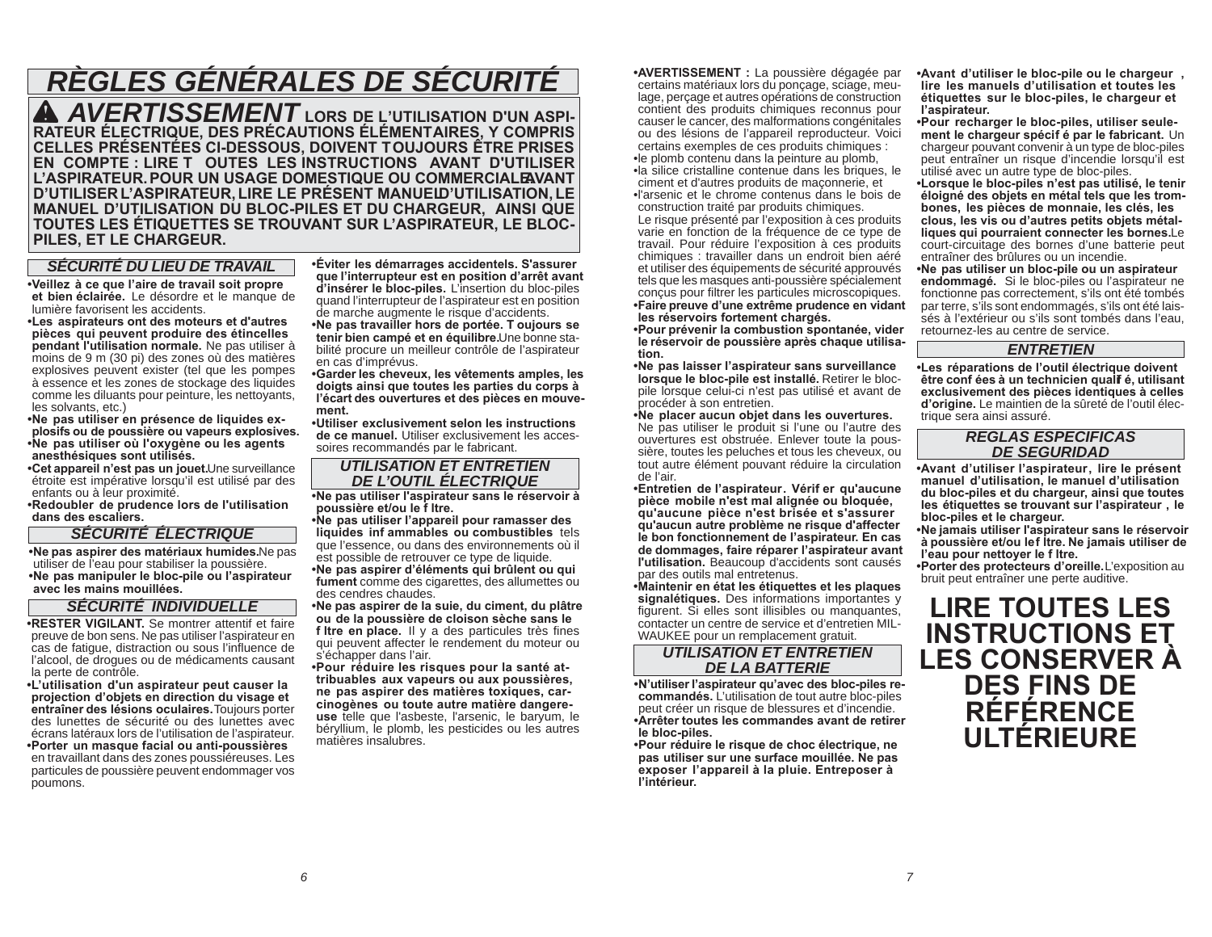# RÈGLES GÉNÉRALES DE SÉCURITÉ

**⚠ AVERTISSEMENT LORS DE L'UTILISATION D'UN ASPIRATEUR ÉLECTRIQUE, DES PRÉCAUTIONS ÉLÉMENTAIRES, Y COMPRIS CELLES PRÉSENTÉES CI-DESSOUS, DOIVENT TOUJOURS ÊTRE PRISES EN COMPTE : LIRE TOUTES LES INSTRUCTIONS AVANT D'UTILISER L'ASPIRATEUR. POUR UN USAGE DOMESTIQUE OU COMMERCIALE AVANT D'UTILISER L'ASPIRATEUR, LIRE LE PRÉSENT MANUEL D'UTILISATION, LE MANUEL D'UTILISATION DU BLOC-PILES ET DU CHARGEUR, AINSI QUE TOUTES LES ÉTIQUETTES SE TROUVANT SUR L'ASPIRATEUR, LE BLOC-PILES, ET LE CHARGEUR.**

## SÉCURITÉ DU LIEU DE TRAVAIL

- **Veillez à ce que l'aire de travail soit propre et bien éclairée.** Le désordre et le manque de lumière favorisent les accidents.
- **Les aspirateurs ont des moteurs et d'autres pièces qui peuvent produire des étincelles pendant l'utilisation normale.** Ne pas utiliser à moins de 9 m (30 pi) des zones où des matières explosives peuvent exister (tel que les pompes à essence et les zones de stockage des liquides comme les diluants pour peinture, les nettoyants, les solvants, etc.)
- **Ne pas utiliser en présence de liquides explosifs ou de poussière ou vapeurs explosives.**
- **Ne pas utiliser où l'oxygène ou les agents anesthésiques sont utilisés.**
- **Cet appareil n'est pas un jouet.** Une surveillance étroite est impérative lorsqu'il est utilisé par des enfants ou à leur proximité.
- **Redoubler de prudence lors de l'utilisation dans des escaliers.**

## SÉCURITÉ ÉLECTRIQUE

- **Ne pas aspirer des matériaux humides.** Ne pas utiliser de l'eau pour stabiliser la poussière.
- **Ne pas manipuler le bloc-pile ou l'aspirateur avec les mains mouillées.**

## SÉCURITÉ INDIVIDUELLE

- **RESTER VIGILANT.** Se montrer attentif et faire preuve de bon sens. Ne pas utiliser l'aspirateur en cas de fatigue, distraction ou sous l'influence de l'alcool, de drogues ou de médicaments causant la perte de contrôle.
- **L'utilisation d'un aspirateur peut causer la projection d'objets en direction du visage et entraîner des lésions oculaires.** Toujours porter des lunettes de sécurité ou des lunettes avec écrans latéraux lors de l'utilisation de l'aspirateur.
- **Porter un masque facial ou anti-poussières** en travaillant dans des zones poussiéreuses. Les particules de poussière peuvent endommager vos poumons.
- **Éviter les démarrages accidentels. S'assurer que l'interrupteur est en position d'arrêt avant d'insérer le bloc-piles.** L'insertion du bloc-piles quand l'interrupteur de l'aspirateur est en position de marche augmente le risque d'accidents.
- **Ne pas travailler hors de portée. Toujours se tenir bien campé et en équilibre.** Une bonne stabilité procure un meilleur contrôle de l'aspirateur en cas d'imprévus.
- **Garder les cheveux, les vêtements amples, les doigts ainsi que toutes les parties du corps à l'écart des ouvertures et des pièces en mouvement.**
- **Utiliser exclusivement selon les instructions de ce manuel.** Utiliser exclusivement les accessoires recommandés par le fabricant.

## UTILISATION ET ENTRETIEN DE L'OUTIL ÉLECTRIQUE

- **Ne pas utiliser l'aspirateur sans le réservoir à poussière et/ou le filtre.**
- **Ne pas utiliser l'appareil pour ramasser des liquides inflammables ou combustibles** tels que l'essence, ou dans des environnements où il est possible de retrouver ce type de liquide.
- **Ne pas aspirer d'éléments qui brûlent ou qui fument** comme des cigarettes, des allumettes ou des cendres chaudes.
- **Ne pas aspirer de la suie, du ciment, du plâtre ou de la poussière de cloison sèche sans le filtre en place.** Il y a des particules très fines qui peuvent affecter le rendement du moteur ou s'échapper dans l'air.
- **Pour réduire les risques pour la santé attribuables aux vapeurs ou aux poussières, ne pas aspirer des matières toxiques, cancérogènes ou toute autre matière dangereuse** telle que l'asbeste, l'arsenic, le baryum, le béryllium, le plomb, les pesticides ou les autres matières insalubres.
- **AVERTISSEMENT :** La poussière dégagée par certains matériaux lors du ponçage, sciage, meulage, perçage et autres opérations de construction contient des produits chimiques reconnus pour causer le cancer, des malformations congénitales ou des lésions de l'appareil reproducteur. Voici certains exemples de ces produits chimiques :
- le plomb contenu dans la peinture au plomb,
- la silice cristalline contenue dans les briques, le ciment et d'autres produits de maçonnerie, et
- l'arsenic et le chrome contenus dans le bois de construction traité par produits chimiques.

  Le risque présenté par l'exposition à ces produits varie en fonction de la fréquence de ce type de travail. Pour réduire l'exposition à ces produits chimiques : travailler dans un endroit bien aéré et utiliser des équipements de sécurité approuvés tels que les masques anti-poussière spécialement conçus pour filtrer les particules microscopiques.
- **Faire preuve d'une extrême prudence en vidant les réservoirs fortement chargés.**
- **Pour prévenir la combustion spontanée, vider le réservoir de poussière après chaque utilisation.**
- **Ne pas laisser l'aspirateur sans surveillance lorsque le bloc-pile est installé.** Retirer le bloc-pile lorsque celui-ci n'est pas utilisé et avant de procéder à son entretien.
- **Ne placer aucun objet dans les ouvertures.** Ne pas utiliser le produit si l'une ou l'autre des ouvertures est obstruée. Enlever toute la poussière, toutes les peluches et tous les cheveux, ou tout autre élément pouvant réduire la circulation de l'air.
- **Entretien de l'aspirateur. Vérifier qu'aucune pièce mobile n'est mal alignée ou bloquée, qu'aucune pièce n'est brisée et s'assurer qu'aucun autre problème ne risque d'affecter le bon fonctionnement de l'aspirateur. En cas de dommages, faire réparer l'aspirateur avant l'utilisation.** Beaucoup d'accidents sont causés par des outils mal entretenus.
- **Maintenir en état les étiquettes et les plaques signalétiques.** Des informations importantes y figurent. Si elles sont illisibles ou manquantes, contacter un centre de service et d'entretien MILWAUKEE pour un remplacement gratuit.

## UTILISATION ET ENTRETIEN DE LA BATTERIE

- **N'utiliser l'aspirateur qu'avec des bloc-piles recommandés.** L'utilisation de tout autre bloc-piles peut créer un risque de blessures et d'incendie.
- **Arrêter toutes les commandes avant de retirer le bloc-piles.**
- **Pour réduire le risque de choc électrique, ne pas utiliser sur une surface mouillée. Ne pas exposer l'appareil à la pluie. Entreposer à l'intérieur.**
- **Avant d'utiliser le bloc-pile ou le chargeur, lire les manuels d'utilisation et toutes les étiquettes sur le bloc-piles, le chargeur et l'aspirateur.**
- **Pour recharger le bloc-piles, utiliser seulement le chargeur spécifié par le fabricant.** Un chargeur pouvant convenir à un type de bloc-piles peut entraîner un risque d'incendie lorsqu'il est utilisé avec un autre type de bloc-piles.
- **Lorsque le bloc-piles n'est pas utilisé, le tenir éloigné des objets en métal tels que les trombones, les pièces de monnaie, les clés, les clous, les vis ou d'autres petits objets métalliques qui pourraient connecter les bornes.** Le court-circuitage des bornes d'une batterie peut entraîner des brûlures ou un incendie.
- **Ne pas utiliser un bloc-pile ou un aspirateur endommagé.** Si le bloc-piles ou l'aspirateur ne fonctionne pas correctement, s'ils ont été tombés par terre, s'ils sont endommagés, s'ils ont été laissés à l'extérieur ou s'ils sont tombés dans l'eau, retournez-les au centre de service.

## ENTRETIEN

- **Les réparations de l'outil électrique doivent être confiées à un technicien qualifié, utilisant exclusivement des pièces identiques à celles d'origine.** Le maintien de la sûreté de l'outil électrique sera ainsi assuré.

## REGLAS ESPECIFICAS DE SEGURIDAD

- **Avant d'utiliser l'aspirateur, lire le présent manuel d'utilisation, le manuel d'utilisation du bloc-piles et du chargeur, ainsi que toutes les étiquettes se trouvant sur l'aspirateur, le bloc-piles et le chargeur.**
- **Ne jamais utiliser l'aspirateur sans le réservoir à poussière et/ou le filtre. Ne jamais utiliser de l'eau pour nettoyer le filtre.**
- **Porter des protecteurs d'oreille.** L'exposition au bruit peut entraîner une perte auditive.

# LIRE TOUTES LES INSTRUCTIONS ET LES CONSERVER À DES FINS DE RÉFÉRENCE ULTÉRIEURE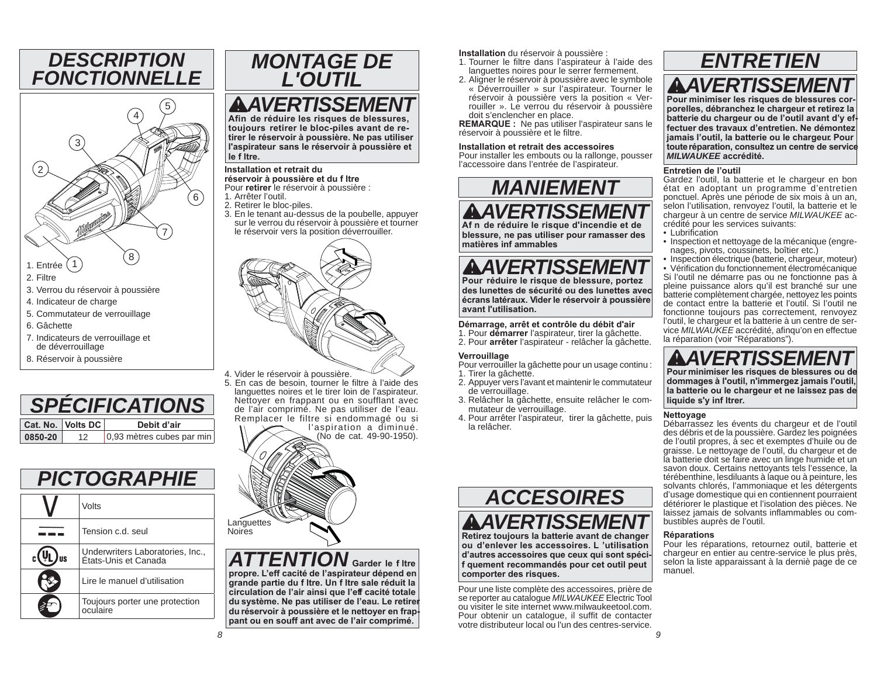# DESCRIPTION FONCTIONNELLE

1. Entrée
2. Filtre
3. Verrou du réservoir à poussière
4. Indicateur de charge
5. Commutateur de verrouillage
6. Gâchette
7. Indicateurs de verrouillage et de déverrouillage
8. Réservoir à poussière

# SPÉCIFICATIONS

| Cat. No. | Volts DC | Debit d'air |
|---|---|---|
| 0850-20 | 12 | 0,93 mètres cubes par min |

# PICTOGRAPHIE

| | |
|---|---|
| V | Volts |
| | Tension c.d. seul |
| | Underwriters Laboratories, Inc., États-Unis et Canada |
| | Lire le manuel d'utilisation |
| | Toujours porter une protection oculaire |

# MONTAGE DE L'OUTIL

## AVERTISSEMENT

**Afin de réduire les risques de blessures, toujours retirer le bloc-piles avant de retirer le réservoir à poussière. Ne pas utiliser l'aspirateur sans le réservoir à poussière et le f ltre.**

**Installation et retrait du réservoir à poussière et du f ltre**

Pour **retirer** le réservoir à poussière :

1. Arrêter l'outil.
2. Retirer le bloc-piles.
3. En le tenant au-dessus de la poubelle, appuyer sur le verrou du réservoir à poussière et tourner le réservoir vers la position déverrouiller.
4. Vider le réservoir à poussière.
5. En cas de besoin, tourner le filtre à l'aide des languettes noires et le tirer loin de l'aspirateur. Nettoyer en frappant ou en soufflant avec de l'air comprimé. Ne pas utiliser de l'eau. Remplacer le filtre si endommagé ou si l'aspiration a diminué. (No de cat. 49-90-1950).

Languettes Noires

**ATTENTION Garder le f ltre propre. L'eff cacité de l'aspirateur dépend en grande partie du f ltre. Un f ltre sale réduit la circulation de l'air ainsi que l'eff cacité totale du système. Ne pas utiliser de l'eau. Le retirer du réservoir à poussière et le nettoyer en frappant ou en souff ant avec de l'air comprimé.**

**Installation** du réservoir à poussière :

1. Tourner le filtre dans l'aspirateur à l'aide des languettes noires pour le serrer fermement.
2. Aligner le réservoir à poussière avec le symbole « Déverrouiller » sur l'aspirateur. Tourner le réservoir à poussière vers la position « Verrouiller ». Le verrou du réservoir à poussière doit s'enclencher en place.

**REMARQUE :** Ne pas utiliser l'aspirateur sans le réservoir à poussière et le filtre.

**Installation et retrait des accessoires**

Pour installer les embouts ou la rallonge, pousser l'accessoire dans l'entrée de l'aspirateur.

# MANIEMENT

## AVERTISSEMENT

**Af n de réduire le risque d'incendie et de blessure, ne pas utiliser pour ramasser des matières inf ammables**

## AVERTISSEMENT

**Pour réduire le risque de blessure, portez des lunettes de sécurité ou des lunettes avec écrans latéraux. Vider le réservoir à poussière avant l'utilisation.**

**Démarrage, arrêt et contrôle du débit d'air**

1. Pour **démarrer** l'aspirateur, tirer la gâchette.
2. Pour **arrêter** l'aspirateur - relâcher la gâchette.

**Verrouillage**

Pour verrouiller la gâchette pour un usage continu :

1. Tirer la gâchette.
2. Appuyer vers l'avant et maintenir le commutateur de verrouillage.
3. Relâcher la gâchette, ensuite relâcher le commutateur de verrouillage.
4. Pour arrêter l'aspirateur, tirer la gâchette, puis la relâcher.

# ACCESOIRES

## AVERTISSEMENT

**Retirez toujours la batterie avant de changer ou d'enlever les accessoires. L 'utilisation d'autres accessoires que ceux qui sont spécif quement recommandés pour cet outil peut comporter des risques.**

Pour une liste complète des accessoires, prière de se reporter au catalogue *MILWAUKEE* Electric Tool ou visiter le site internet www.milwaukeetool.com. Pour obtenir un catalogue, il suffit de contacter votre distributeur local ou l'un des centres-service.

# ENTRETIEN

## AVERTISSEMENT

**Pour minimiser les risques de blessures corporelles, débranchez le chargeur et retirez la batterie du chargeur ou de l'outil avant d'y effectuer des travaux d'entretien. Ne démontez jamais l'outil, la batterie ou le chargeur. Pour toute réparation, consultez un centre de service *MILWAUKEE* accrédité.**

**Entretien de l'outil**

Gardez l'outil, la batterie et le chargeur en bon état en adoptant un programme d'entretien ponctuel. Après une période de six mois à un an, selon l'utilisation, renvoyez l'outil, la batterie et le chargeur à un centre de service *MILWAUKEE* accrédité pour les services suivants:

- Lubrification
- Inspection et nettoyage de la mécanique (engrenages, pivots, coussinets, boîtier etc.)
- Inspection électrique (batterie, chargeur, moteur)
- Vérification du fonctionnement électromécanique

Si l'outil ne démarre pas ou ne fonctionne pas à pleine puissance alors qu'il est branché sur une batterie complètement chargée, nettoyez les points de contact entre la batterie et l'outil. Si l'outil ne fonctionne toujours pas correctement, renvoyez l'outil, le chargeur et la batterie à un centre de service *MILWAUKEE* accrédité, afinqu'on en effectue la réparation (voir "Réparations").

## AVERTISSEMENT

**Pour minimiser les risques de blessures ou de dommages à l'outil, n'immergez jamais l'outil, la batterie ou le chargeur et ne laissez pas de liquide s'y inf ltrer.**

**Nettoyage**

Débarassez les évents du chargeur et de l'outil des débris et de la poussière. Gardez les poignées de l'outil propres, à sec et exemptes d'huile ou de graisse. Le nettoyage de l'outil, du chargeur et de la batterie doit se faire avec un linge humide et un savon doux. Certains nettoyants tels l'essence, la térébenthine, lesdiluants à laque ou à peinture, les solvants chlorés, l'ammoniaque et les détergents d'usage domestique qui en contiennent pourraient détériorer le plastique et l'isolation des pièces. Ne laissez jamais de solvants inflammables ou combustibles auprès de l'outil.

**Réparations**

Pour les réparations, retournez outil, batterie et chargeur en entier au centre-service le plus près, selon la liste apparaissant à la dernié page de ce manuel.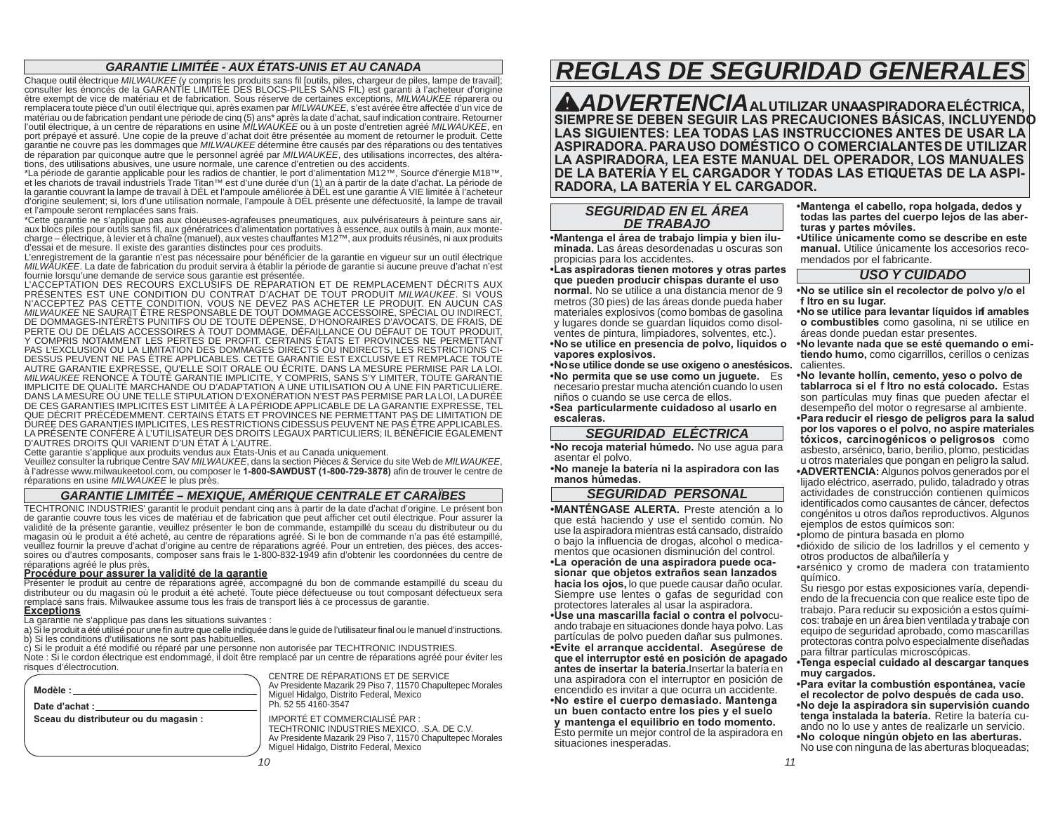## GARANTIE LIMITÉE - AUX ÉTATS-UNIS ET AU CANADA

Chaque outil électrique *MILWAUKEE* (y compris les produits sans fil [outils, piles, chargeur de piles, lampe de travail]; consulter les énoncés de la GARANTIE LIMITÉE DES BLOCS-PILES SANS FIL) est garanti à l'acheteur d'origine être exempt de vice de matériau et de fabrication. Sous réserve de certaines exceptions, *MILWAUKEE* réparera ou remplacera toute pièce d'un outil électrique qui, après examen par *MILWAUKEE*, s'est avérée être affectée d'un vice de matériau ou de fabrication pendant une période de cinq (5) ans* après la date d'achat, sauf indication contraire. Retourner l'outil électrique, à un centre de réparations en usine *MILWAUKEE* ou à un poste d'entretien agréé *MILWAUKEE*, en port prépayé et assuré. Une copie de la preuve d'achat doit être présentée au moment de retourner le produit. Cette garantie ne couvre pas les dommages que *MILWAUKEE* détermine être causés par des réparations ou des tentatives de réparation par quiconque autre que le personnel agréé par *MILWAUKEE*, des utilisations incorrectes, des altérations, des utilisations abusives, une usure normale, une carence d'entretien ou des accidents.

*La période de garantie applicable pour les radios de chantier, le port d'alimentation M12™, Source d'énergie M18™, et les chariots de travail industriels Trade Titan™ est d'une durée d'un (1) an à partir de la date d'achat. La période de la garantie couvrant la lampe de travail à DÉL et l'ampoule améliorée à DÉL est une garantie À VIE limitée à l'acheteur d'origine seulement; si, lors d'une utilisation normale, l'ampoule à DÉL présente une défectuosité, la lampe de travail et l'ampoule seront remplacées sans frais.

*Cette garantie ne s'applique pas aux cloueuses-agrafeuses pneumatiques, aux pulvérisateurs à peinture sans air, aux blocs piles pour outils sans fil, aux génératrices d'alimentation portatives à essence, aux outils à main, aux monte-charge – électrique, à levier et à chaîne (manuel), aux vestes chauffantes M12™, aux produits réusinés, ni aux produits d'essai et de mesure. Il existe des garanties distinctes pour ces produits.

L'enregistrement de la garantie n'est pas nécessaire pour bénéficier de la garantie en vigueur sur un outil électrique *MILWAUKEE*. La date de fabrication du produit servira à établir la période de garantie si aucune preuve d'achat n'est fournie lorsqu'une demande de service sous garantie est présentée.

L'ACCEPTATION DES RECOURS EXCLUSIFS DE RÉPARATION ET DE REMPLACEMENT DÉCRITS AUX PRÉSENTES EST UNE CONDITION DU CONTRAT D'ACHAT DE TOUT PRODUIT *MILWAUKEE*. SI VOUS N'ACCEPTEZ PAS CETTE CONDITION, VOUS NE DEVEZ PAS ACHETER LE PRODUIT. EN AUCUN CAS *MILWAUKEE* NE SAURAIT ÊTRE RESPONSABLE DE TOUT DOMMAGE ACCESSOIRE, SPÉCIAL OU INDIRECT, DE DOMMAGES-INTÉRÊTS PUNITIFS OU DE TOUTE DÉPENSE, D'HONORAIRES D'AVOCATS, DE FRAIS, DE PERTE OU DE DÉLAIS ACCESSOIRES À TOUT DOMMAGE, DÉFAILLANCE OU DÉFAUT DE TOUT PRODUIT, Y COMPRIS NOTAMMENT LES PERTES DE PROFIT. CERTAINS ÉTATS ET PROVINCES NE PERMETTANT PAS L'EXCLUSION OU LA LIMITATION DES DOMMAGES DIRECTS OU INDIRECTS, LES RESTRICTIONS CI-DESSUS PEUVENT NE PAS ÊTRE APPLICABLES. CETTE GARANTIE EST EXCLUSIVE ET REMPLACE TOUTE AUTRE GARANTIE EXPRESSE, QU'ELLE SOIT ORALE OU ÉCRITE. DANS LA MESURE PERMISE PAR LA LOI. *MILWAUKEE* RENONCE À TOUTE GARANTIE IMPLICITE, Y COMPRIS, SANS S'Y LIMITER, TOUTE GARANTIE IMPLICITE DE QUALITÉ MARCHANDE OU D'ADAPTATION À UNE UTILISATION OU À UNE FIN PARTICULIÈRE. DANS LA MESURE OÙ UNE TELLE STIPULATION D'EXONÉRATION N'EST PAS PERMISE PAR LA LOI, LA DURÉE DE CES GARANTIES IMPLICITES EST LIMITÉE À LA PÉRIODE APPLICABLE DE LA GARANTIE EXPRESSE, TEL QUE DÉCRIT PRÉCÉDEMMENT. CERTAINS ÉTATS ET PROVINCES NE PERMETTANT PAS DE LIMITATION DE DURÉE DES GARANTIES IMPLICITES, LES RESTRICTIONS CIDESSUS PEUVENT NE PAS ÊTRE APPLICABLES. LA PRÉSENTE CONFÈRE À L'UTILISATEUR DES DROITS LÉGAUX PARTICULIERS; IL BÉNÉFICIE ÉGALEMENT D'AUTRES DROITS QUI VARIENT D'UN ÉTAT À L'AUTRE.

Cette garantie s'applique aux produits vendus aux États-Unis et au Canada uniquement.

Veuillez consulter la rubrique Centre SAV *MILWAUKEE*, dans la section Pièces & Service du site Web de *MILWAUKEE*, à l'adresse www.milwaukeetool.com, ou composer le **1-800-SAWDUST (1-800-729-3878)** afin de trouver le centre de réparations en usine *MILWAUKEE* le plus près.

## GARANTIE LIMITÉE – MEXIQUE, AMÉRIQUE CENTRALE ET CARAÏBES

TECHTRONIC INDUSTRIES' garantit le produit pendant cinq ans à partir de la date d'achat d'origine. Le présent bon de garantie couvre tous les vices de matériau et de fabrication que peut afficher cet outil électrique. Pour assurer la validité de la présente garantie, veuillez présenter le bon de commande, estampillé du sceau du distributeur ou du magasin où le produit a été acheté, au centre de réparations agréé. Si le bon de commande n'a pas été estampillé, veuillez fournir la preuve d'achat d'origine au centre de réparations agréé. Pour un entretien, des pièces, des accessoires ou d'autres composants, composer sans frais le 1-800-832-1949 afin d'obtenir les coordonnées du centre de réparations agréé le plus près.

**Procédure pour assurer la validité de la garantie**

Présenter le produit au centre de réparations agréé, accompagné du bon de commande estampillé du sceau du distributeur ou du magasin où le produit a été acheté. Toute pièce défectueuse ou tout composant défectueux sera remplacé sans frais. Milwaukee assume tous les frais de transport liés à ce processus de garantie.

**Exceptions**

La garantie ne s'applique pas dans les situations suivantes :

a) Si le produit a été utilisé pour une fin autre que celle indiquée dans le guide de l'utilisateur final ou le manuel d'instructions.
b) Si les conditions d'utilisations ne sont pas habituelles.
c) Si le produit a été modifié ou réparé par une personne non autorisée par TECHTRONIC INDUSTRIES.

Note : Si le cordon électrique est endommagé, il doit être remplacé par un centre de réparations agréé pour éviter les risques d'électrocution.

**Modèle :** ____________________

**Date d'achat :** ____________________

**Sceau du distributeur ou du magasin :**

CENTRE DE RÉPARATIONS ET DE SERVICE
Av Presidente Mazarik 29 Piso 7, 11570 Chapultepec Morales
Miguel Hidalgo, Distrito Federal, Mexico
Ph. 52 55 4160-3547

IMPORTÉ ET COMMERCIALISÉ PAR :
TECHTRONIC INDUSTRIES MEXICO, .S.A. DE C.V.
Av Presidente Mazarik 29 Piso 7, 11570 Chapultepec Morales
Miguel Hidalgo, Distrito Federal, Mexico

# REGLAS DE SEGURIDAD GENERALES

**⚠ADVERTENCIA AL UTILIZAR UNA ASPIRADORA ELÉCTRICA, SIEMPRE SE DEBEN SEGUIR LAS PRECAUCIONES BÁSICAS, INCLUYENDO LAS SIGUIENTES: LEA TODAS LAS INSTRUCCIONES ANTES DE USAR LA ASPIRADORA. PARA USO DOMÉSTICO O COMERCIAL ANTES DE UTILIZAR LA ASPIRADORA, LEA ESTE MANUAL DEL OPERADOR, LOS MANUALES DE LA BATERÍA Y EL CARGADOR Y TODAS LAS ETIQUETAS DE LA ASPIRADORA, LA BATERÍA Y EL CARGADOR.**

## SEGURIDAD EN EL ÁREA DE TRABAJO

- **Mantenga el área de trabajo limpia y bien iluminada.** Las áreas desordenadas u oscuras son propicias para los accidentes.
- **Las aspiradoras tienen motores y otras partes que pueden producir chispas durante el uso normal.** No se utilice a una distancia menor de 9 metros (30 pies) de las áreas donde pueda haber materiales explosivos (como bombas de gasolina y lugares donde se guardan líquidos como disolventes de pintura, limpiadores, solventes, etc.).
- **No se utilice en presencia de polvo, líquidos o vapores explosivos.**
- **No se utilice donde se use oxígeno o anestésicos.**
- **No permita que se use como un juguete.** Es necesario prestar mucha atención cuando lo usen niños o cuando se use cerca de ellos.
- **Sea particularmente cuidadoso al usarlo en escaleras.**

## SEGURIDAD ELÉCTRICA

- **No recoja material húmedo.** No use agua para asentar el polvo.
- **No maneje la batería ni la aspiradora con las manos húmedas.**

## SEGURIDAD PERSONAL

- **MANTÉNGASE ALERTA.** Preste atención a lo que está haciendo y use el sentido común. No use la aspiradora mientras está cansado, distraído o bajo la influencia de drogas, alcohol o medicamentos que ocasionen disminución del control.
- **La operación de una aspiradora puede ocasionar que objetos extraños sean lanzados hacia los ojos,** lo que puede causar daño ocular. Siempre use lentes o gafas de seguridad con protectores laterales al usar la aspiradora.
- **Use una mascarilla facial o contra el polvo** cuando trabaje en situaciones donde haya polvo. Las partículas de polvo pueden dañar sus pulmones.
- **Evite el arranque accidental. Asegúrese de que el interruptor esté en posición de apagado antes de insertar la batería.** Insertar la batería en una aspiradora con el interruptor en posición de encendido es invitar a que ocurra un accidente.
- **No estire el cuerpo demasiado. Mantenga un buen contacto entre los pies y el suelo y mantenga el equilibrio en todo momento.** Esto permite un mejor control de la aspiradora en situaciones inesperadas.
- **Mantenga el cabello, ropa holgada, dedos y todas las partes del cuerpo lejos de las aberturas y partes móviles.**
- **Utilice únicamente como se describe en este manual.** Utilice únicamente los accesorios recomendados por el fabricante.

## USO Y CUIDADO

- **No se utilice sin el recolector de polvo y/o el f ltro en su lugar.**
- **No se utilice para levantar líquidos inf amables o combustibles** como gasolina, ni se utilice en áreas donde puedan estar presentes.
- **No levante nada que se esté quemando o emitiendo humo,** como cigarrillos, cerillos o cenizas calientes.
- **No levante hollín, cemento, yeso o polvo de tablarroca si el f ltro no está colocado.** Estas son partículas muy finas que pueden afectar el desempeño del motor o regresarse al ambiente.
- **Para reducir el riesgo de peligros para la salud por los vapores o el polvo, no aspire materiales tóxicos, carcinogénicos o peligrosos** como asbesto, arsénico, bario, berilio, plomo, pesticidas u otros materiales que pongan en peligro la salud.
- **ADVERTENCIA:** Algunos polvos generados por el lijado eléctrico, aserrado, pulido, taladrado y otras actividades de construcción contienen químicos identificados como causantes de cáncer, defectos congénitos u otros daños reproductivos. Algunos ejemplos de estos químicos son:
- plomo de pintura basada en plomo
- dióxido de silicio de los ladrillos y el cemento y otros productos de albañilería y
- arsénico y cromo de madera con tratamiento químico.

  Su riesgo por estas exposiciones varía, dependiendo de la frecuencia con que realice este tipo de trabajo. Para reducir su exposición a estos químicos: trabaje en un área bien ventilada y trabaje con equipo de seguridad aprobado, como mascarillas protectoras contra polvo especialmente diseñadas para filtrar partículas microscópicas.
- **Tenga especial cuidado al descargar tanques muy cargados.**
- **Para evitar la combustión espontánea, vacíe el recolector de polvo después de cada uso.**
- **No deje la aspiradora sin supervisión cuando tenga instalada la batería.** Retire la batería cuando no lo use y antes de realizarle un servicio.
- **No coloque ningún objeto en las aberturas.** No use con ninguna de las aberturas bloqueadas;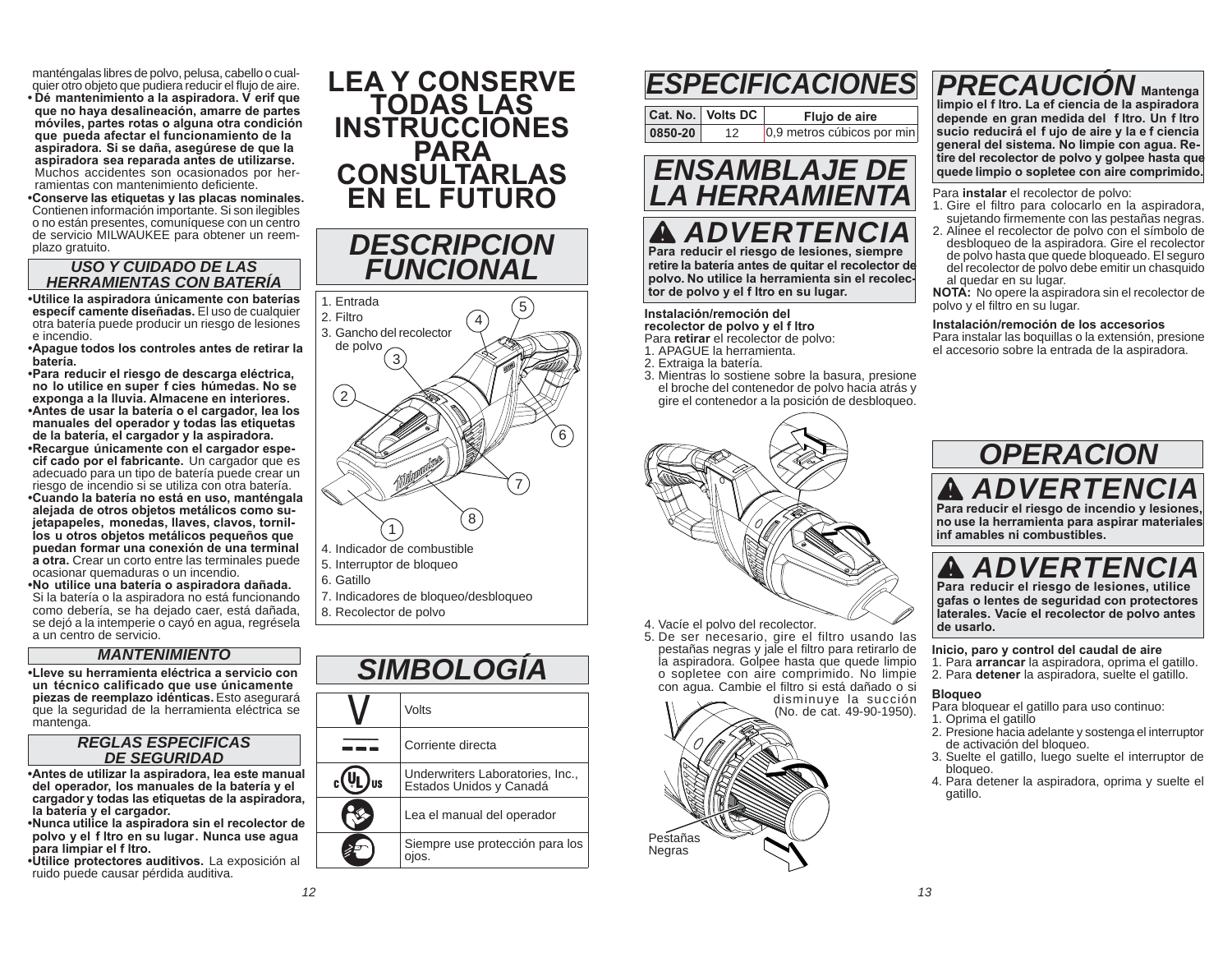manténgalas libres de polvo, pelusa, cabello o cualquier otro objeto que pudiera reducir el flujo de aire.

- **Dé mantenimiento a la aspiradora. Verif que que no haya desalineación, amarre de partes móviles, partes rotas o alguna otra condición que pueda afectar el funcionamiento de la aspiradora. Si se daña, asegúrese de que la aspiradora sea reparada antes de utilizarse.** Muchos accidentes son ocasionados por herramientas con mantenimiento deficiente.
- **Conserve las etiquetas y las placas nominales.** Contienen información importante. Si son ilegibles o no están presentes, comuníquese con un centro de servicio MILWAUKEE para obtener un reemplazo gratuito.

### USO Y CUIDADO DE LAS HERRAMIENTAS CON BATERÍA

- **Utilice la aspiradora únicamente con baterías especif camente diseñadas.** El uso de cualquier otra batería puede producir un riesgo de lesiones e incendio.
- **Apague todos los controles antes de retirar la batería.**
- **Para reducir el riesgo de descarga eléctrica, no lo utilice en super f cies húmedas. No se exponga a la lluvia. Almacene en interiores.**
- **Antes de usar la batería o el cargador, lea los manuales del operador y todas las etiquetas de la batería, el cargador y la aspiradora.**
- **Recargue únicamente con el cargador especif cado por el fabricante.** Un cargador que es adecuado para un tipo de batería puede crear un riesgo de incendio si se utiliza con otra batería.
- **Cuando la batería no está en uso, manténgala alejada de otros objetos metálicos como sujetapapeles, monedas, llaves, clavos, tornillos u otros objetos metálicos pequeños que puedan formar una conexión de una terminal a otra.** Crear un corto entre las terminales puede ocasionar quemaduras o un incendio.
- **No utilice una batería o aspiradora dañada.** Si la batería o la aspiradora no está funcionando como debería, se ha dejado caer, está dañada, se dejó a la intemperie o cayó en agua, regrésela a un centro de servicio.

### MANTENIMIENTO

- **Lleve su herramienta eléctrica a servicio con un técnico calificado que use únicamente piezas de reemplazo idénticas.** Esto asegurará que la seguridad de la herramienta eléctrica se mantenga.

### REGLAS ESPECIFICAS DE SEGURIDAD

- **Antes de utilizar la aspiradora, lea este manual del operador, los manuales de la batería y el cargador y todas las etiquetas de la aspiradora, la batería y el cargador.**
- **Nunca utilice la aspiradora sin el recolector de polvo y el f ltro en su lugar. Nunca use agua para limpiar el f ltro.**
- **Utilice protectores auditivos.** La exposición al ruido puede causar pérdida auditiva.

# LEA Y CONSERVE TODAS LAS INSTRUCCIONES PARA CONSULTARLAS EN EL FUTURO

## DESCRIPCION FUNCIONAL

1. Entrada
2. Filtro
3. Gancho del recolector de polvo
4. Indicador de combustible
5. Interruptor de bloqueo
6. Gatillo
7. Indicadores de bloqueo/desbloqueo
8. Recolector de polvo

## SIMBOLOGÍA

| Símbolo | Descripción |
|---|---|
| V | Volts |
| ⎓ | Corriente directa |
| c UL us | Underwriters Laboratories, Inc., Estados Unidos y Canadá |
| | Lea el manual del operador |
| | Siempre use protección para los ojos. |

## ESPECIFICACIONES

| Cat. No. | Volts DC | Flujo de aire |
|---|---|---|
| 0850-20 | 12 | 0,9 metros cúbicos por min |

## ENSAMBLAJE DE LA HERRAMIENTA

### ⚠ ADVERTENCIA

**Para reducir el riesgo de lesiones, siempre retire la batería antes de quitar el recolector de polvo. No utilice la herramienta sin el recolector de polvo y el f ltro en su lugar.**

**Instalación/remoción del recolector de polvo y el f ltro**

Para **retirar** el recolector de polvo:

1. APAGUE la herramienta.
2. Extraiga la batería.
3. Mientras lo sostiene sobre la basura, presione el broche del contenedor de polvo hacia atrás y gire el contenedor a la posición de desbloqueo.
4. Vacíe el polvo del recolector.
5. De ser necesario, gire el filtro usando las pestañas negras y jale el filtro para retirarlo de la aspiradora. Golpee hasta que quede limpio o sopletee con aire comprimido. No limpie con agua. Cambie el filtro si está dañado o si disminuye la succión (No. de cat. 49-90-1950).

Pestañas Negras

### PRECAUCIÓN

**Mantenga limpio el f ltro. La ef ciencia de la aspiradora depende en gran medida del f ltro. Un f ltro sucio reducirá el f ujo de aire y la e f ciencia general del sistema. No limpie con agua. Retire del recolector de polvo y golpee hasta que quede limpio o sopletee con aire comprimido.**

Para **instalar** el recolector de polvo:

1. Gire el filtro para colocarlo en la aspiradora, sujetando firmemente con las pestañas negras.
2. Alinee el recolector de polvo con el símbolo de desbloqueo de la aspiradora. Gire el recolector de polvo hasta que quede bloqueado. El seguro del recolector de polvo debe emitir un chasquido al quedar en su lugar.

**NOTA:** No opere la aspiradora sin el recolector de polvo y el filtro en su lugar.

**Instalación/remoción de los accesorios**

Para instalar las boquillas o la extensión, presione el accesorio sobre la entrada de la aspiradora.

## OPERACION

### ⚠ ADVERTENCIA

**Para reducir el riesgo de incendio y lesiones, no use la herramienta para aspirar materiales inf amables ni combustibles.**

### ⚠ ADVERTENCIA

**Para reducir el riesgo de lesiones, utilice gafas o lentes de seguridad con protectores laterales. Vacíe el recolector de polvo antes de usarlo.**

**Inicio, paro y control del caudal de aire**

1. Para **arrancar** la aspiradora, oprima el gatillo.
2. Para **detener** la aspiradora, suelte el gatillo.

**Bloqueo**

Para bloquear el gatillo para uso continuo:

1. Oprima el gatillo
2. Presione hacia adelante y sostenga el interruptor de activación del bloqueo.
3. Suelte el gatillo, luego suelte el interruptor de bloqueo.
4. Para detener la aspiradora, oprima y suelte el gatillo.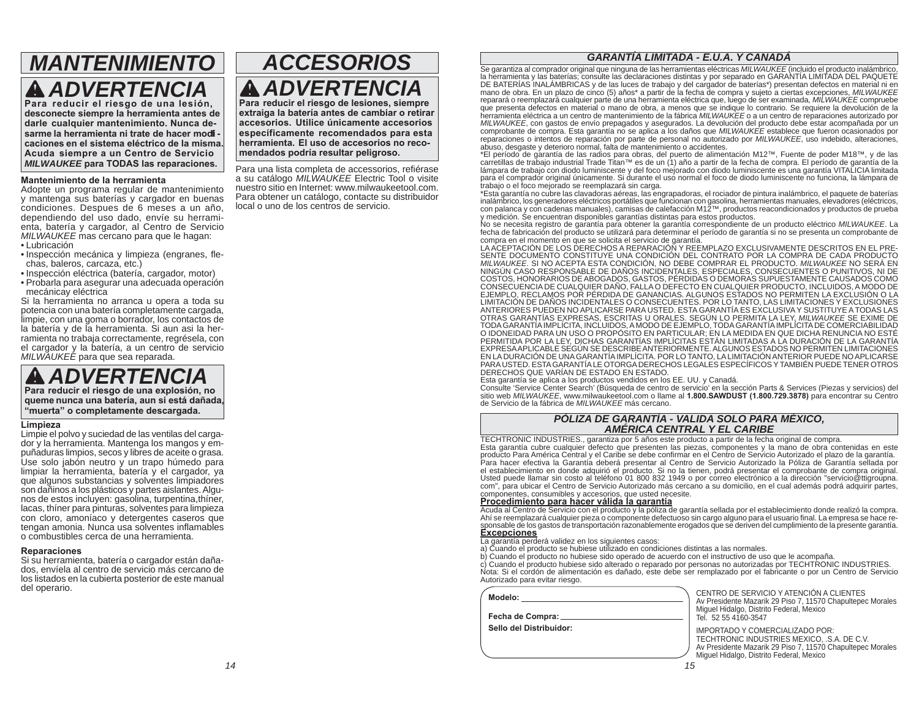# MANTENIMIENTO

## ⚠ ADVERTENCIA

**Para reducir el riesgo de una lesión, desconecte siempre la herramienta antes de darle cualquier mantenimiento. Nunca desarme la herramienta ni trate de hacer modificaciones en el sistema eléctrico de la misma. Acuda siempre a un Centro de Servicio *MILWAUKEE* para TODAS las reparaciones.**

**Mantenimiento de la herramienta**

Adopte un programa regular de mantenimiento y mantenga sus baterías y cargador en buenas condiciones. Despues de 6 meses a un año, dependiendo del uso dado, envíe su herramienta, batería y cargador, al Centro de Servicio *MILWAUKEE* mas cercano para que le hagan:

- Lubricación
- Inspección mecánica y limpieza (engranes, flechas, baleros, carcaza, etc.)
- Inspección eléctrica (batería, cargador, motor)
- Probarla para asegurar una adecuada operación mecánicay eléctrica

Si la herramienta no arranca u opera a toda su potencia con una batería completamente cargada, limpie, con una goma o borrador, los contactos de la batería y de la herramienta. Si aun asi la herramienta no trabaja correctamente, regrésela, con el cargador y la batería, a un centro de servicio *MILWAUKEE* para que sea reparada.

## ⚠ ADVERTENCIA

**Para reducir el riesgo de una explosión, no queme nunca una batería, aun si está dañada, "muerta" o completamente descargada.**

**Limpieza**

Limpie el polvo y suciedad de las ventilas del cargador y la herramienta. Mantenga los mangos y empuñaduras limpios, secos y libres de aceite o grasa. Use solo jabón neutro y un trapo húmedo para limpiar la herramienta, batería y el cargador, ya que algunos substancias y solventes limpiadores son dañinos a los plásticos y partes aislantes. Algunos de estos incluyen: gasolina, turpentina,thíner, lacas, thíner para pinturas, solventes para limpieza con cloro, amoníaco y detergentes caseros que tengan amonia. Nunca usa solventes inflamables o combustibles cerca de una herramienta.

**Reparaciones**

Si su herramienta, batería o cargador están dañados, envíela al centro de servicio más cercano de los listados en la cubierta posterior de este manual del operario.

# ACCESORIOS

## ⚠ ADVERTENCIA

**Para reducir el riesgo de lesiones, siempre extraiga la batería antes de cambiar o retirar accesorios. Utilice únicamente accesorios específicamente recomendados para esta herramienta. El uso de accesorios no recomendados podría resultar peligroso.**

Para una lista completa de accessorios, refiérase a su catálogo *MILWAUKEE* Electric Tool o visite nuestro sitio en Internet: www.milwaukeetool.com. Para obtener un catálogo, contacte su distribuidor local o uno de los centros de servicio.

## GARANTÍA LIMITADA - E.U.A. Y CANADÁ

Se garantiza al comprador original que ninguna de las herramientas eléctricas *MILWAUKEE* (incluido el producto inalámbrico, la herramienta y las baterías; consulte las declaraciones distintas y por separado en GARANTÍA LIMITADA DEL PAQUETE DE BATERÍAS INALÁMBRICAS y de las luces de trabajo y del cargador de baterías*) presentan defectos en material ni en mano de obra. En un plazo de cinco (5) años* a partir de la fecha de compra y sujeto a ciertas excepciones, *MILWAUKEE* reparará o reemplazará cualquier parte de una herramienta eléctrica que, luego de ser examinada, *MILWAUKEE* compruebe que presenta defectos en material o mano de obra, a menos que se indique lo contrario. Se requiere la devolución de la herramienta eléctrica a un centro de mantenimiento de la fábrica *MILWAUKEE* o a un centro de reparaciones autorizado por *MILWAUKEE*, con gastos de envío prepagados y asegurados. La devolución del producto debe estar acompañada por un comprobante de compra. Esta garantía no se aplica a los daños que *MILWAUKEE* establece que fueron ocasionados por reparaciones o intentos de reparación por parte de personal no autorizado por *MILWAUKEE*, uso indebido, alteraciones, abuso, desgaste y deterioro normal, falta de mantenimiento o accidentes.

*El período de garantía de las radios para obras, del puerto de alimentación M12™, Fuente de poder M18™, y de las carretillas de trabajo industrial Trade Titan™ es de un (1) año a partir de la fecha de compra. El período de garantía de la lámpara de trabajo con diodo luminiscente y del foco mejorado con diodo luminiscente es una garantía VITALICIA limitada para el comprador original únicamente. Si durante el uso normal el foco de diodo luminiscente no funciona, la lámpara de trabajo o el foco mejorado se reemplazará sin carga.

*Esta garantía no cubre las clavadoras aéreas, las engrapadoras, el rociador de pintura inalámbrico, el paquete de baterías inalámbrico, los generadores eléctricos portátiles que funcionan con gasolina, herramientas manuales, elevadores (eléctricos, con palanca y con cadenas manuales), camisas de calefacción M12™, productos reacondicionados y productos de prueba y medición. Se encuentran disponibles garantías distintas para estos productos.

No se necesita registro de garantía para obtener la garantía correspondiente de un producto eléctrico *MILWAUKEE*. La fecha de fabricación del producto se utilizará para determinar el período de garantía si no se presenta un comprobante de compra en el momento en que se solicita el servicio de garantía.

LA ACEPTACIÓN DE LOS DERECHOS A REPARACIÓN Y REEMPLAZO EXCLUSIVAMENTE DESCRITOS EN EL PRESENTE DOCUMENTO CONSTITUYE UNA CONDICIÓN DEL CONTRATO POR LA COMPRA DE CADA PRODUCTO *MILWAUKEE*. SI NO ACEPTA ESTA CONDICIÓN, NO DEBE COMPRAR EL PRODUCTO. *MILWAUKEE* NO SERÁ EN NINGÚN CASO RESPONSABLE DE DAÑOS INCIDENTALES, ESPECIALES, CONSECUENTES O PUNITIVOS, NI DE COSTOS, HONORARIOS DE ABOGADOS, GASTOS, PÉRDIDAS O DEMORAS SUPUESTAMENTE CAUSADOS COMO CONSECUENCIA DE CUALQUIER DAÑO, FALLA O DEFECTO EN CUALQUIER PRODUCTO, INCLUIDOS, A MODO DE EJEMPLO, RECLAMOS POR PÉRDIDA DE GANANCIAS. ALGUNOS ESTADOS NO PERMITEN LA EXCLUSIÓN O LA LIMITACIÓN DE DAÑOS INCIDENTALES O CONSECUENTES. POR LO TANTO, LAS LIMITACIONES Y EXCLUSIONES ANTERIORES PUEDEN NO APLICARSE PARA USTED. ESTA GARANTÍA ES EXCLUSIVA Y SUSTITUYE A TODAS LAS OTRAS GARANTÍAS EXPRESAS, ESCRITAS U ORALES. SEGÚN LO PERMITA LA LEY, *MILWAUKEE* SE EXIME DE TODA GARANTÍA IMPLÍCITA, INCLUIDOS, A MODO DE EJEMPLO, TODA GARANTÍA IMPLÍCITA DE COMERCIABILIDAD O IDONEIDAD PARA UN USO O PROPÓSITO EN PARTICULAR; EN LA MEDIDA EN QUE DICHA RENUNCIA NO ESTÉ PERMITIDA POR LA LEY, DICHAS GARANTÍAS IMPLÍCITAS ESTÁN LIMITADAS A LA DURACIÓN DE LA GARANTÍA EXPRESA APLICABLE SEGÚN SE DESCRIBE ANTERIORMENTE. ALGUNOS ESTADOS NO PERMITEN LIMITACIONES EN LA DURACIÓN DE UNA GARANTÍA IMPLÍCITA. POR LO TANTO, LA LIMITACIÓN ANTERIOR PUEDE NO APLICARSE PARA USTED. ESTA GARANTÍA LE OTORGA DERECHOS LEGALES ESPECÍFICOS Y TAMBIÉN PUEDE TENER OTROS DERECHOS QUE VARÍAN DE ESTADO EN ESTADO.

Esta garantía se aplica a los productos vendidos en los EE. UU. y Canadá.

Consulte 'Service Center Search' (Búsqueda de centro de servicio' en la sección Parts & Services (Piezas y servicios) del sitio web *MILWAUKEE*, www.milwaukeetool.com o llame al **1.800.SAWDUST (1.800.729.3878)** para encontrar su Centro de Servicio de la fábrica de *MILWAUKEE* más cercano.

## PÓLIZA DE GARANTÍA - VALIDA SOLO PARA MÉXICO, AMÉRICA CENTRAL Y EL CARIBE

TECHTRONIC INDUSTRIES., garantiza por 5 años este producto a partir de la fecha original de compra.

Esta garantía cubre cualquier defecto que presenten las piezas, componentes y la mano de obra contenidas en este producto Para América Central y el Caribe se debe confirmar en el Centro de Servicio Autorizado el plazo de la garantía.

Para hacer efectiva la Garantía deberá presentar al Centro de Servicio Autorizado la Póliza de Garantía sellada por el establecimiento en donde adquirió el producto. Si no la tienen, podrá presentar el comprobante de compra original. Usted puede llamar sin costo al teléfono 01 800 832 1949 o por correo electrónico a la dirección "servicio@ttigroupna.com", para ubicar el Centro de Servicio Autorizado más cercano a su domicilio, en el cual además podrá adquirir partes, componentes, consumibles y accesorios, que usted necesite.

**Procedimiento para hacer válida la garantía**

Acuda al Centro de Servicio con el producto y la póliza de garantía sellada por el establecimiento donde realizó la compra. Ahí se reemplazará cualquier pieza o componente defectuoso sin cargo alguno para el usuario final. La empresa se hace responsable de los gastos de transportación razonablemente erogados que se deriven del cumplimiento de la presente garantía.

**Excepciones**

La garantía perderá validez en los siguientes casos:

a) Cuando el producto se hubiese utilizado en condiciones distintas a las normales.

b) Cuando el producto no hubiese sido operado de acuerdo con el instructivo de uso que le acompaña.

c) Cuando el producto hubiese sido alterado o reparado por personas no autorizadas por TECHTRONIC INDUSTRIES.

Nota: Si el cordón de alimentación es dañado, este debe ser remplazado por el fabricante o por un Centro de Servicio Autorizado para evitar riesgo.

**Modelo:** ______________________

**Fecha de Compra:** ______________________

**Sello del Distribuidor:**

CENTRO DE SERVICIO Y ATENCIÓN A CLIENTES
Av Presidente Mazarik 29 Piso 7, 11570 Chapultepec Morales
Miguel Hidalgo, Distrito Federal, Mexico
Tel. 52 55 4160-3547

IMPORTADO Y COMERCIALIZADO POR:
TECHTRONIC INDUSTRIES MEXICO, .S.A. DE C.V.
Av Presidente Mazarik 29 Piso 7, 11570 Chapultepec Morales
Miguel Hidalgo, Distrito Federal, Mexico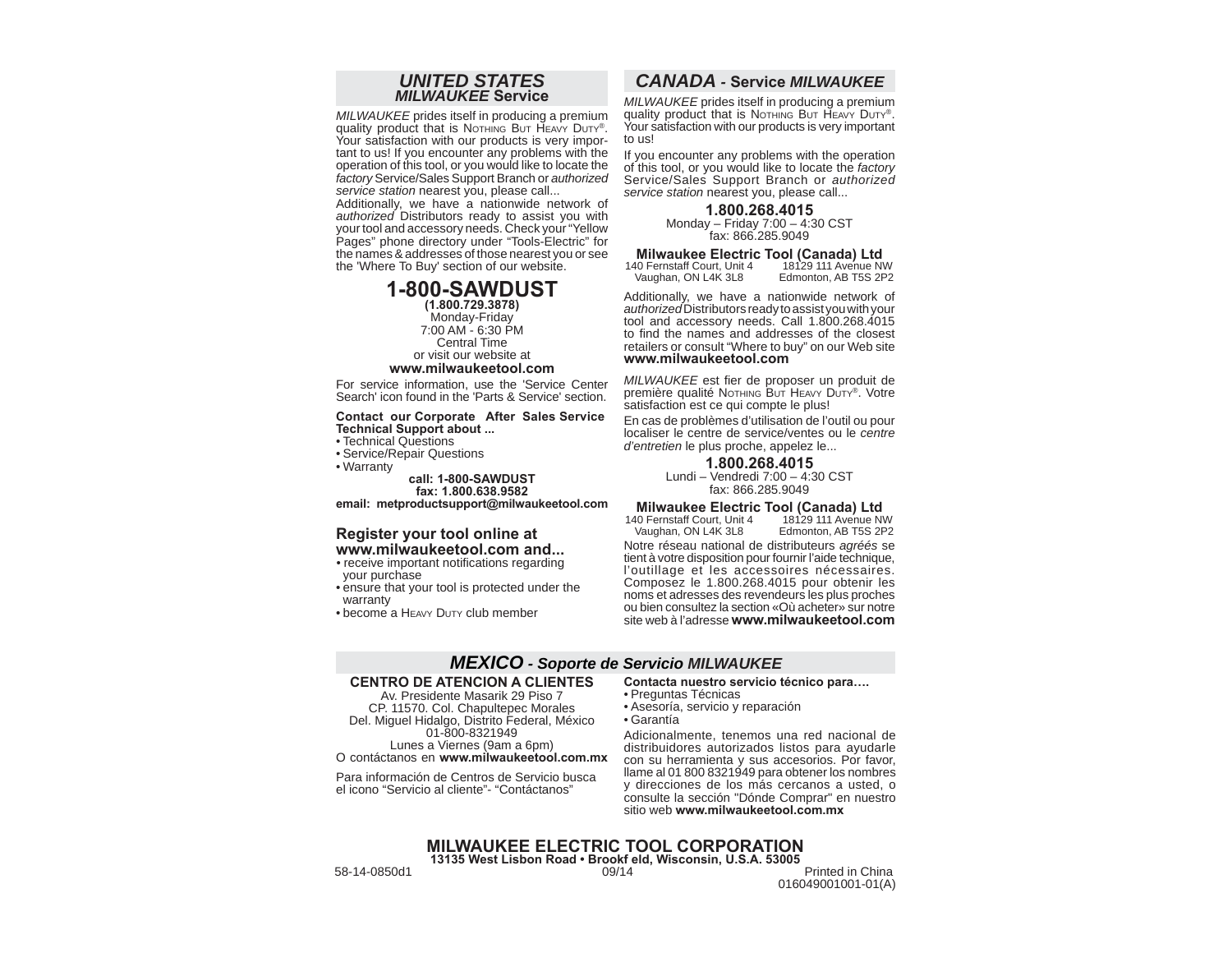## UNITED STATES
### *MILWAUKEE* Service

*MILWAUKEE* prides itself in producing a premium quality product that is NOTHING BUT HEAVY DUTY®. Your satisfaction with our products is very important to us! If you encounter any problems with the operation of this tool, or you would like to locate the *factory* Service/Sales Support Branch or *authorized service station* nearest you, please call...

Additionally, we have a nationwide network of *authorized* Distributors ready to assist you with your tool and accessory needs. Check your "Yellow Pages" phone directory under "Tools-Electric" for the names & addresses of those nearest you or see the 'Where To Buy' section of our website.

**1-800-SAWDUST**
**(1.800.729.3878)**
Monday-Friday
7:00 AM - 6:30 PM
Central Time
or visit our website at
**www.milwaukeetool.com**

For service information, use the 'Service Center Search' icon found in the 'Parts & Service' section.

**Contact our Corporate After Sales Service Technical Support about ...**
- Technical Questions
- Service/Repair Questions
- Warranty

**call: 1-800-SAWDUST**
**fax: 1.800.638.9582**
**email: metproductsupport@milwaukeetool.com**

**Register your tool online at www.milwaukeetool.com and...**
- receive important notifications regarding your purchase
- ensure that your tool is protected under the warranty
- become a HEAVY DUTY club member

## *CANADA* - Service *MILWAUKEE*

*MILWAUKEE* prides itself in producing a premium quality product that is NOTHING BUT HEAVY DUTY®. Your satisfaction with our products is very important to us!

If you encounter any problems with the operation of this tool, or you would like to locate the *factory* Service/Sales Support Branch or *authorized service station* nearest you, please call...

**1.800.268.4015**
Monday – Friday 7:00 – 4:30 CST
fax: 866.285.9049

**Milwaukee Electric Tool (Canada) Ltd**
140 Fernstaff Court, Unit 4
Vaughan, ON L4K 3L8
18129 111 Avenue NW
Edmonton, AB T5S 2P2

Additionally, we have a nationwide network of *authorized* Distributors ready to assist you with your tool and accessory needs. Call 1.800.268.4015 to find the names and addresses of the closest retailers or consult "Where to buy" on our Web site **www.milwaukeetool.com**

*MILWAUKEE* est fier de proposer un produit de première qualité NOTHING BUT HEAVY DUTY®. Votre satisfaction est ce qui compte le plus!

En cas de problèmes d'utilisation de l'outil ou pour localiser le centre de service/ventes ou le *centre d'entretien* le plus proche, appelez le...

**1.800.268.4015**
Lundi – Vendredi 7:00 – 4:30 CST
fax: 866.285.9049

**Milwaukee Electric Tool (Canada) Ltd**
140 Fernstaff Court, Unit 4
Vaughan, ON L4K 3L8
18129 111 Avenue NW
Edmonton, AB T5S 2P2

Notre réseau national de distributeurs *agréés* se tient à votre disposition pour fournir l'aide technique, l'outillage et les accessoires nécessaires. Composez le 1.800.268.4015 pour obtenir les noms et adresses des revendeurs les plus proches ou bien consultez la section «Où acheter» sur notre site web à l'adresse **www.milwaukeetool.com**

## *MEXICO - Soporte de Servicio MILWAUKEE*

**CENTRO DE ATENCION A CLIENTES**
Av. Presidente Masarik 29 Piso 7
CP. 11570. Col. Chapultepec Morales
Del. Miguel Hidalgo, Distrito Federal, México
01-800-8321949
Lunes a Viernes (9am a 6pm)
O contáctanos en **www.milwaukeetool.com.mx**

Para información de Centros de Servicio busca el icono "Servicio al cliente"- "Contáctanos"

**Contacta nuestro servicio técnico para….**
- Preguntas Técnicas
- Asesoría, servicio y reparación
- Garantía

Adicionalmente, tenemos una red nacional de distribuidores autorizados listos para ayudarle con su herramienta y sus accesorios. Por favor, llame al 01 800 8321949 para obtener los nombres y direcciones de los más cercanos a usted, o consulte la sección "Dónde Comprar" en nuestro sitio web **www.milwaukeetool.com.mx**

**MILWAUKEE ELECTRIC TOOL CORPORATION**
**13135 West Lisbon Road • Brookf eld, Wisconsin, U.S.A. 53005**

58-14-0850d1 09/14 Printed in China
016049001001-01(A)